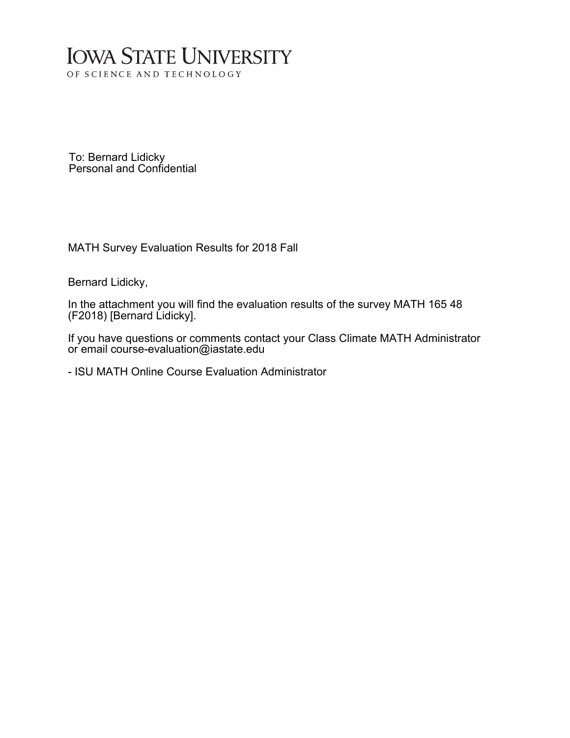# IOWA STATE UNIVERSITY

OF SCIENCE AND TECHNOLOGY

To: Bernard Lidicky
Personal and Confidential

MATH Survey Evaluation Results for 2018 Fall

Bernard Lidicky,

In the attachment you will find the evaluation results of the survey MATH 165 48 (F2018) [Bernard Lidicky].

If you have questions or comments contact your Class Climate MATH Administrator or email course-evaluation@iastate.edu

- ISU MATH Online Course Evaluation Administrator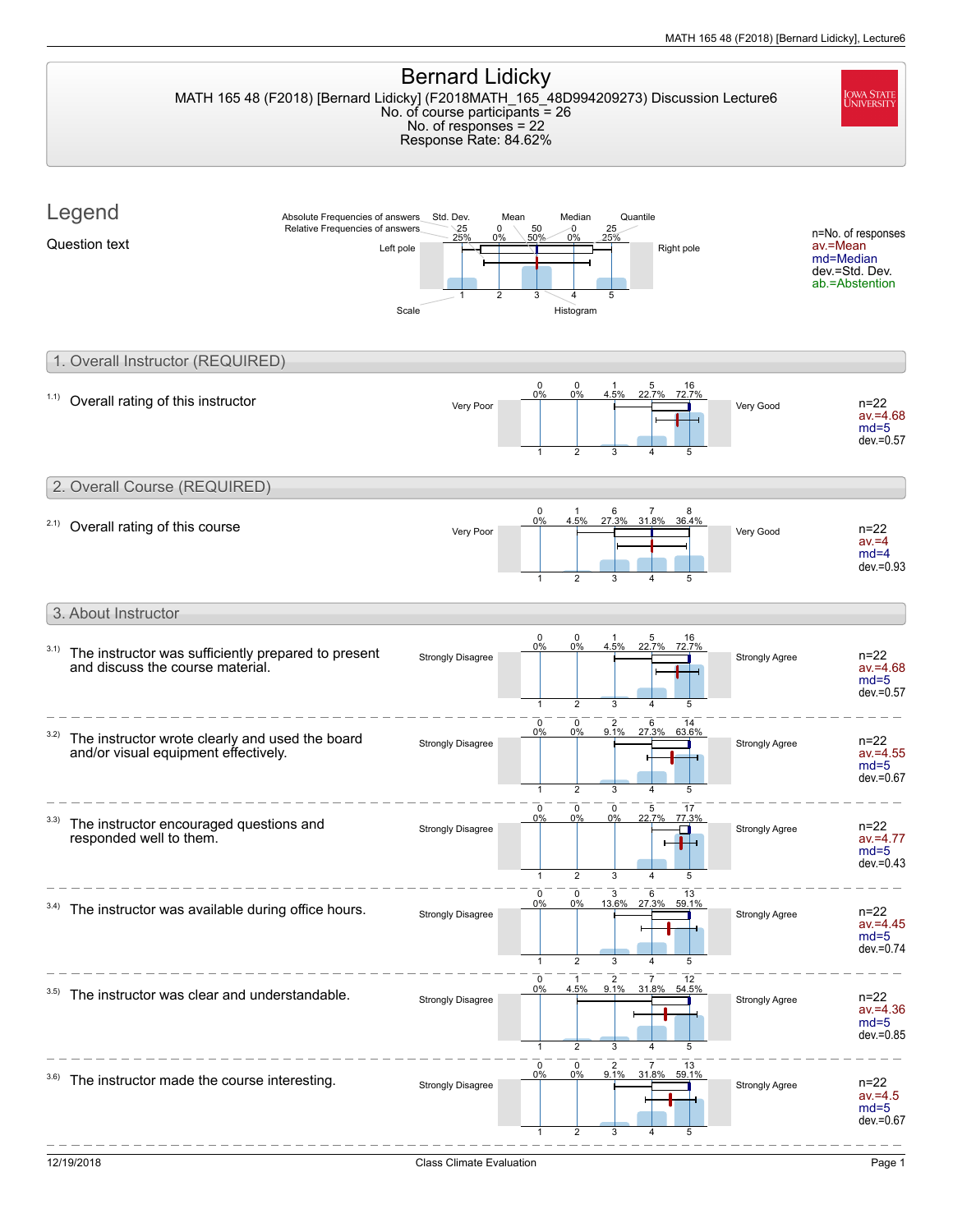# Bernard Lidicky

MATH 165 48 (F2018) [Bernard Lidicky] (F2018MATH_165_48D994209273) Discussion Lecture6
No. of course participants = 26
No. of responses = 22
Response Rate: 84.62%

## Legend

Question text

Absolute Frequencies of answers / Relative Frequencies of answers / Std. Dev. / Mean / Median / Quantile / Left pole / Right pole / Scale / Histogram

n=No. of responses
av.=Mean
md=Median
dev.=Std. Dev.
ab.=Abstention

## 1. Overall Instructor (REQUIRED)

1.1) Overall rating of this instructor

| Very Poor | 1 | 2 | 3 | 4 | 5 | Very Good |
|---|---|---|---|---|---|---|
| | 0 (0%) | 0 (0%) | 1 (4.5%) | 5 (22.7%) | 16 (72.7%) | |

n=22
av.=4.68
md=5
dev.=0.57

## 2. Overall Course (REQUIRED)

2.1) Overall rating of this course

| Very Poor | 1 | 2 | 3 | 4 | 5 | Very Good |
|---|---|---|---|---|---|---|
| | 0 (0%) | 1 (4.5%) | 6 (27.3%) | 7 (31.8%) | 8 (36.4%) | |

n=22
av.=4
md=4
dev.=0.93

## 3. About Instructor

3.1) The instructor was sufficiently prepared to present and discuss the course material.

| Strongly Disagree | 1 | 2 | 3 | 4 | 5 | Strongly Agree |
|---|---|---|---|---|---|---|
| | 0 (0%) | 0 (0%) | 1 (4.5%) | 5 (22.7%) | 16 (72.7%) | |

n=22
av.=4.68
md=5
dev.=0.57

3.2) The instructor wrote clearly and used the board and/or visual equipment effectively.

| Strongly Disagree | 1 | 2 | 3 | 4 | 5 | Strongly Agree |
|---|---|---|---|---|---|---|
| | 0 (0%) | 0 (0%) | 2 (9.1%) | 6 (27.3%) | 14 (63.6%) | |

n=22
av.=4.55
md=5
dev.=0.67

3.3) The instructor encouraged questions and responded well to them.

| Strongly Disagree | 1 | 2 | 3 | 4 | 5 | Strongly Agree |
|---|---|---|---|---|---|---|
| | 0 (0%) | 0 (0%) | 0 (0%) | 5 (22.7%) | 17 (77.3%) | |

n=22
av.=4.77
md=5
dev.=0.43

3.4) The instructor was available during office hours.

| Strongly Disagree | 1 | 2 | 3 | 4 | 5 | Strongly Agree |
|---|---|---|---|---|---|---|
| | 0 (0%) | 0 (0%) | 3 (13.6%) | 6 (27.3%) | 13 (59.1%) | |

n=22
av.=4.45
md=5
dev.=0.74

3.5) The instructor was clear and understandable.

| Strongly Disagree | 1 | 2 | 3 | 4 | 5 | Strongly Agree |
|---|---|---|---|---|---|---|
| | 0 (0%) | 1 (4.5%) | 2 (9.1%) | 7 (31.8%) | 12 (54.5%) | |

n=22
av.=4.36
md=5
dev.=0.85

3.6) The instructor made the course interesting.

| Strongly Disagree | 1 | 2 | 3 | 4 | 5 | Strongly Agree |
|---|---|---|---|---|---|---|
| | 0 (0%) | 0 (0%) | 2 (9.1%) | 7 (31.8%) | 13 (59.1%) | |

n=22
av.=4.5
md=5
dev.=0.67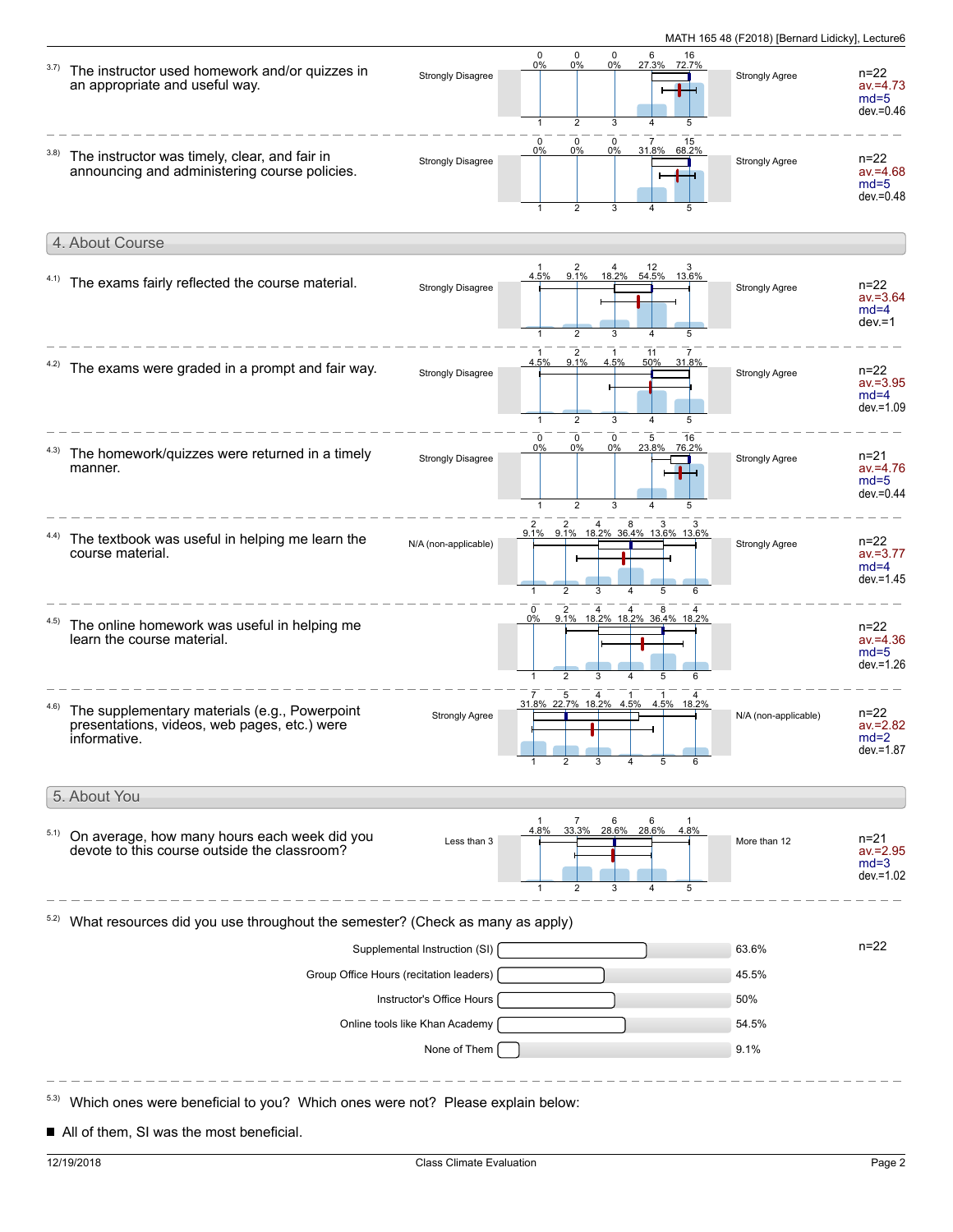3.7) The instructor used homework and/or quizzes in an appropriate and useful way.

| Strongly Disagree | 1 | 2 | 3 | 4 | 5 | Strongly Agree |
|---|---|---|---|---|---|---|
| Count | 0 | 0 | 0 | 6 | 16 | |
| % | 0% | 0% | 0% | 27.3% | 72.7% | |

n=22, av.=4.73, md=5, dev.=0.46

3.8) The instructor was timely, clear, and fair in announcing and administering course policies.

| Strongly Disagree | 1 | 2 | 3 | 4 | 5 | Strongly Agree |
|---|---|---|---|---|---|---|
| Count | 0 | 0 | 0 | 7 | 15 | |
| % | 0% | 0% | 0% | 31.8% | 68.2% | |

n=22, av.=4.68, md=5, dev.=0.48

## 4. About Course

4.1) The exams fairly reflected the course material.

| Strongly Disagree | 1 | 2 | 3 | 4 | 5 | Strongly Agree |
|---|---|---|---|---|---|---|
| Count | 1 | 2 | 4 | 12 | 3 | |
| % | 4.5% | 9.1% | 18.2% | 54.5% | 13.6% | |

n=22, av.=3.64, md=4, dev.=1

4.2) The exams were graded in a prompt and fair way.

| Strongly Disagree | 1 | 2 | 3 | 4 | 5 | Strongly Agree |
|---|---|---|---|---|---|---|
| Count | 1 | 2 | 1 | 11 | 7 | |
| % | 4.5% | 9.1% | 4.5% | 50% | 31.8% | |

n=22, av.=3.95, md=4, dev.=1.09

4.3) The homework/quizzes were returned in a timely manner.

| Strongly Disagree | 1 | 2 | 3 | 4 | 5 | Strongly Agree |
|---|---|---|---|---|---|---|
| Count | 0 | 0 | 0 | 5 | 16 | |
| % | 0% | 0% | 0% | 23.8% | 76.2% | |

n=21, av.=4.76, md=5, dev.=0.44

4.4) The textbook was useful in helping me learn the course material.

| N/A (non-applicable) | 1 | 2 | 3 | 4 | 5 | 6 | Strongly Agree |
|---|---|---|---|---|---|---|---|
| Count | 2 | 2 | 4 | 8 | 3 | 3 | |
| % | 9.1% | 9.1% | 18.2% | 36.4% | 13.6% | 13.6% | |

n=22, av.=3.77, md=4, dev.=1.45

4.5) The online homework was useful in helping me learn the course material.

| | 1 | 2 | 3 | 4 | 5 | 6 |
|---|---|---|---|---|---|---|
| Count | 0 | 2 | 4 | 4 | 8 | 4 |
| % | 0% | 9.1% | 18.2% | 18.2% | 36.4% | 18.2% |

n=22, av.=4.36, md=5, dev.=1.26

4.6) The supplementary materials (e.g., Powerpoint presentations, videos, web pages, etc.) were informative.

| Strongly Agree | 1 | 2 | 3 | 4 | 5 | 6 | N/A (non-applicable) |
|---|---|---|---|---|---|---|---|
| Count | 7 | 5 | 4 | 1 | 1 | 4 | |
| % | 31.8% | 22.7% | 18.2% | 4.5% | 4.5% | 18.2% | |

n=22, av.=2.82, md=2, dev.=1.87

## 5. About You

5.1) On average, how many hours each week did you devote to this course outside the classroom?

| Less than 3 | 1 | 2 | 3 | 4 | 5 | More than 12 |
|---|---|---|---|---|---|---|
| Count | 1 | 7 | 6 | 6 | 1 | |
| % | 4.8% | 33.3% | 28.6% | 28.6% | 4.8% | |

n=21, av.=2.95, md=3, dev.=1.02

5.2) What resources did you use throughout the semester? (Check as many as apply)

n=22

| Resource | % |
|---|---|
| Supplemental Instruction (SI) | 63.6% |
| Group Office Hours (recitation leaders) | 45.5% |
| Instructor's Office Hours | 50% |
| Online tools like Khan Academy | 54.5% |
| None of Them | 9.1% |

5.3) Which ones were beneficial to you? Which ones were not? Please explain below:

- All of them, SI was the most beneficial.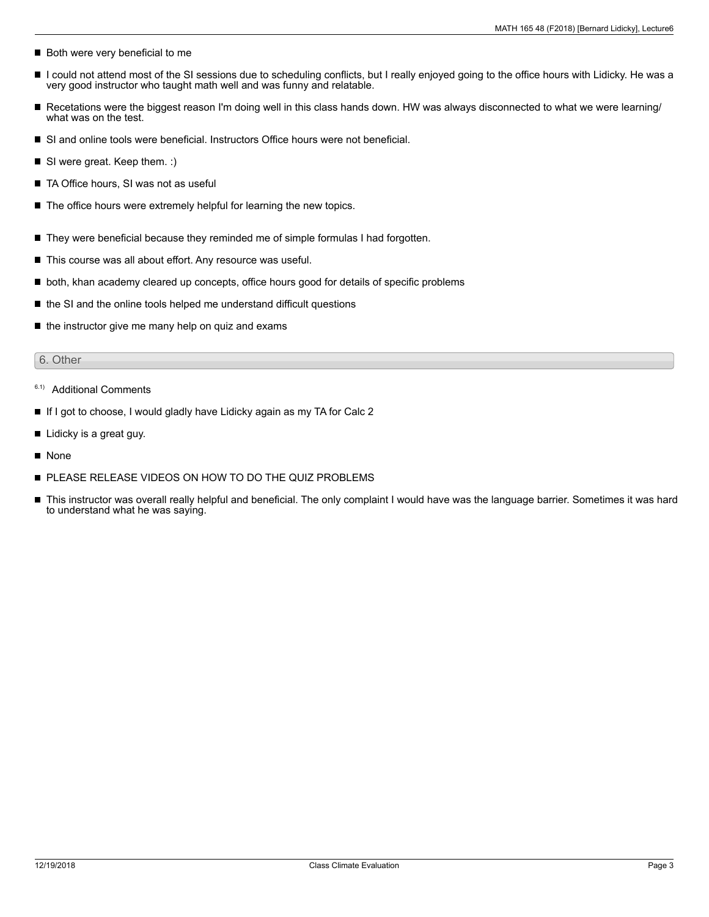- Both were very beneficial to me
- I could not attend most of the SI sessions due to scheduling conflicts, but I really enjoyed going to the office hours with Lidicky. He was a very good instructor who taught math well and was funny and relatable.
- Recetations were the biggest reason I'm doing well in this class hands down. HW was always disconnected to what we were learning/ what was on the test.
- SI and online tools were beneficial. Instructors Office hours were not beneficial.
- SI were great. Keep them. :)
- TA Office hours, SI was not as useful
- The office hours were extremely helpful for learning the new topics.
- They were beneficial because they reminded me of simple formulas I had forgotten.
- This course was all about effort. Any resource was useful.
- both, khan academy cleared up concepts, office hours good for details of specific problems
- the SI and the online tools helped me understand difficult questions
- the instructor give me many help on quiz and exams

## 6. Other

6.1) Additional Comments

- If I got to choose, I would gladly have Lidicky again as my TA for Calc 2
- Lidicky is a great guy.
- None
- PLEASE RELEASE VIDEOS ON HOW TO DO THE QUIZ PROBLEMS
- This instructor was overall really helpful and beneficial. The only complaint I would have was the language barrier. Sometimes it was hard to understand what he was saying.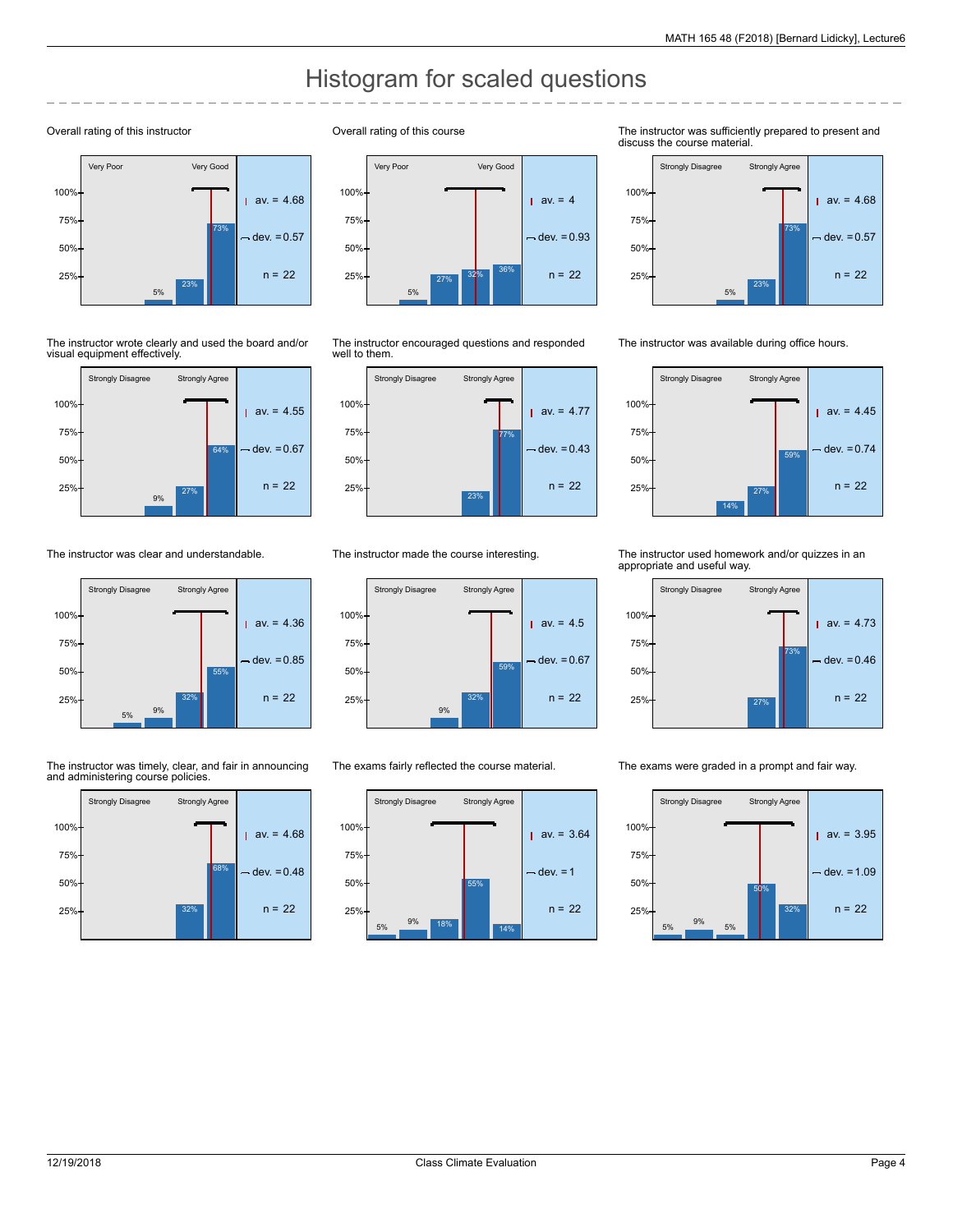# Histogram for scaled questions

**Overall rating of this instructor**

Very Poor – Very Good

| | |
|---|---|
| 5% | |
| 23% | |
| 73% | |
| av. = 4.68 | |
| dev. = 0.57 | |
| n = 22 | |

**Overall rating of this course**

Very Poor – Very Good

5%, 27%, 32%, 36%

av. = 4, dev. = 0.93, n = 22

**The instructor was sufficiently prepared to present and discuss the course material.**

Strongly Disagree – Strongly Agree

5%, 23%, 73%

av. = 4.68, dev. = 0.57, n = 22

**The instructor wrote clearly and used the board and/or visual equipment effectively.**

Strongly Disagree – Strongly Agree

9%, 27%, 64%

av. = 4.55, dev. = 0.67, n = 22

**The instructor encouraged questions and responded well to them.**

Strongly Disagree – Strongly Agree

23%, 77%

av. = 4.77, dev. = 0.43, n = 22

**The instructor was available during office hours.**

Strongly Disagree – Strongly Agree

14%, 27%, 59%

av. = 4.45, dev. = 0.74, n = 22

**The instructor was clear and understandable.**

Strongly Disagree – Strongly Agree

5%, 9%, 32%, 55%

av. = 4.36, dev. = 0.85, n = 22

**The instructor made the course interesting.**

Strongly Disagree – Strongly Agree

9%, 32%, 59%

av. = 4.5, dev. = 0.67, n = 22

**The instructor used homework and/or quizzes in an appropriate and useful way.**

Strongly Disagree – Strongly Agree

27%, 73%

av. = 4.73, dev. = 0.46, n = 22

**The instructor was timely, clear, and fair in announcing and administering course policies.**

Strongly Disagree – Strongly Agree

32%, 68%

av. = 4.68, dev. = 0.48, n = 22

**The exams fairly reflected the course material.**

Strongly Disagree – Strongly Agree

5%, 9%, 18%, 55%, 14%

av. = 3.64, dev. = 1, n = 22

**The exams were graded in a prompt and fair way.**

Strongly Disagree – Strongly Agree

5%, 9%, 5%, 50%, 32%

av. = 3.95, dev. = 1.09, n = 22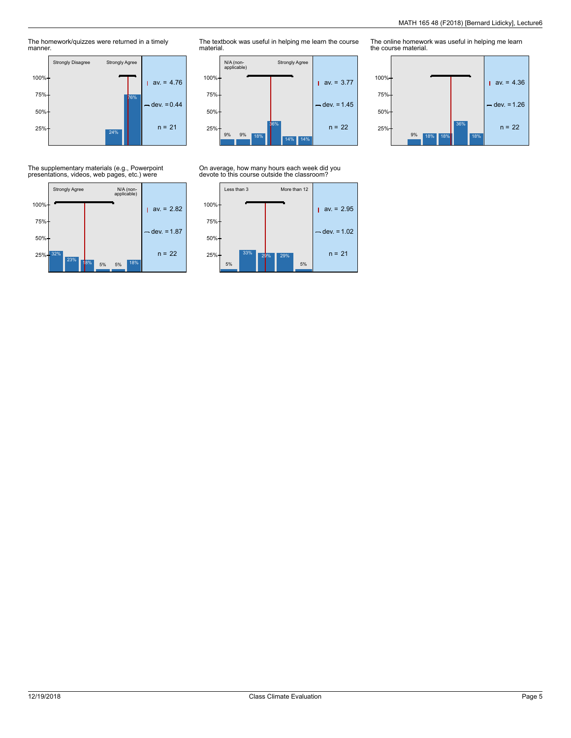The homework/quizzes were returned in a timely manner.

| Strongly Disagree | | | | Strongly Agree |
|---|---|---|---|---|
| | | | 24% | 76% |

av. = 4.76
dev. = 0.44
n = 21

The textbook was useful in helping me learn the course material.

| N/A (non-applicable) | | | | | Strongly Agree |
|---|---|---|---|---|---|
| 9% | 9% | 18% | 36% | 14% | 14% |

av. = 3.77
dev. = 1.45
n = 22

The online homework was useful in helping me learn the course material.

| | | | | |
|---|---|---|---|---|
| 9% | 18% | 18% | 36% | 18% |

av. = 4.36
dev. = 1.26
n = 22

The supplementary materials (e.g., Powerpoint presentations, videos, web pages, etc.) were

| Strongly Agree | | | | | N/A (non-applicable) |
|---|---|---|---|---|---|
| 32% | 23% | 18% | 5% | 5% | 18% |

av. = 2.82
dev. = 1.87
n = 22

On average, how many hours each week did you devote to this course outside the classroom?

| Less than 3 | | | | More than 12 |
|---|---|---|---|---|
| 5% | 33% | 29% | 29% | 5% |

av. = 2.95
dev. = 1.02
n = 21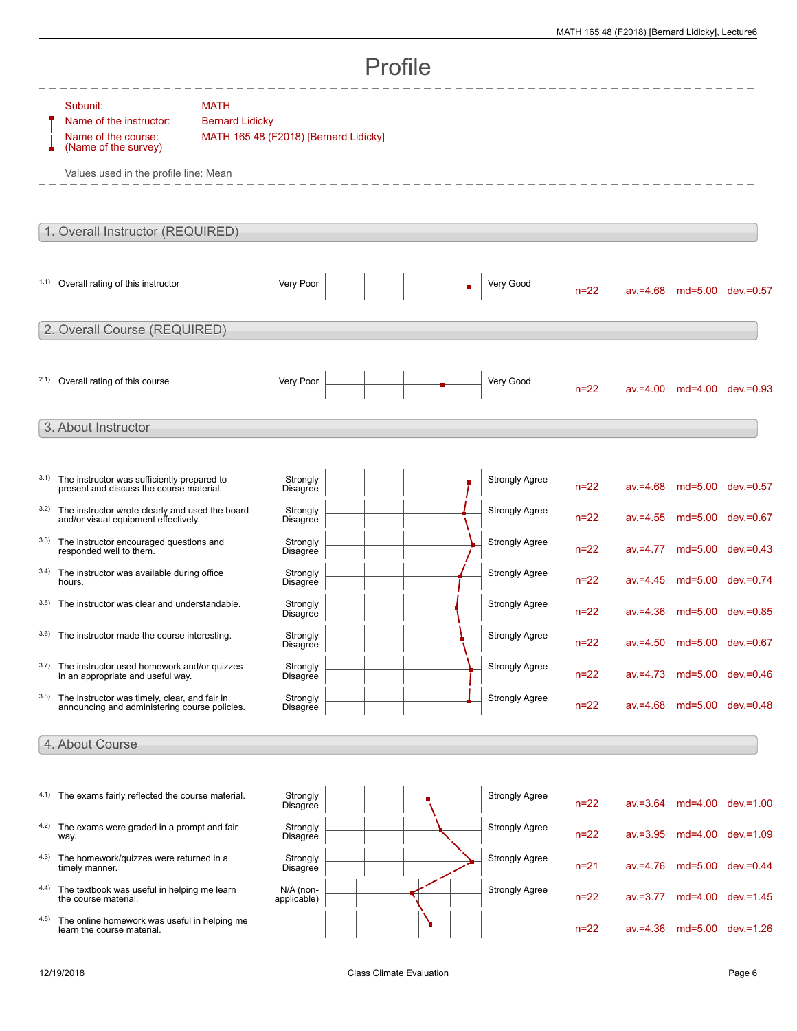# Profile

Subunit: MATH

Name of the instructor: Bernard Lidicky

Name of the course: (Name of the survey) MATH 165 48 (F2018) [Bernard Lidicky]

Values used in the profile line: Mean

## 1. Overall Instructor (REQUIRED)

| | Question | Left pole | Right pole | n | av. | md | dev. |
|---|---|---|---|---|---|---|---|
| 1.1) | Overall rating of this instructor | Very Poor | Very Good | n=22 | av.=4.68 | md=5.00 | dev.=0.57 |

## 2. Overall Course (REQUIRED)

| | Question | Left pole | Right pole | n | av. | md | dev. |
|---|---|---|---|---|---|---|---|
| 2.1) | Overall rating of this course | Very Poor | Very Good | n=22 | av.=4.00 | md=4.00 | dev.=0.93 |

## 3. About Instructor

| | Question | Left pole | Right pole | n | av. | md | dev. |
|---|---|---|---|---|---|---|---|
| 3.1) | The instructor was sufficiently prepared to present and discuss the course material. | Strongly Disagree | Strongly Agree | n=22 | av.=4.68 | md=5.00 | dev.=0.57 |
| 3.2) | The instructor wrote clearly and used the board and/or visual equipment effectively. | Strongly Disagree | Strongly Agree | n=22 | av.=4.55 | md=5.00 | dev.=0.67 |
| 3.3) | The instructor encouraged questions and responded well to them. | Strongly Disagree | Strongly Agree | n=22 | av.=4.77 | md=5.00 | dev.=0.43 |
| 3.4) | The instructor was available during office hours. | Strongly Disagree | Strongly Agree | n=22 | av.=4.45 | md=5.00 | dev.=0.74 |
| 3.5) | The instructor was clear and understandable. | Strongly Disagree | Strongly Agree | n=22 | av.=4.36 | md=5.00 | dev.=0.85 |
| 3.6) | The instructor made the course interesting. | Strongly Disagree | Strongly Agree | n=22 | av.=4.50 | md=5.00 | dev.=0.67 |
| 3.7) | The instructor used homework and/or quizzes in an appropriate and useful way. | Strongly Disagree | Strongly Agree | n=22 | av.=4.73 | md=5.00 | dev.=0.46 |
| 3.8) | The instructor was timely, clear, and fair in announcing and administering course policies. | Strongly Disagree | Strongly Agree | n=22 | av.=4.68 | md=5.00 | dev.=0.48 |

## 4. About Course

| | Question | Left pole | Right pole | n | av. | md | dev. |
|---|---|---|---|---|---|---|---|
| 4.1) | The exams fairly reflected the course material. | Strongly Disagree | Strongly Agree | n=22 | av.=3.64 | md=4.00 | dev.=1.00 |
| 4.2) | The exams were graded in a prompt and fair way. | Strongly Disagree | Strongly Agree | n=22 | av.=3.95 | md=4.00 | dev.=1.09 |
| 4.3) | The homework/quizzes were returned in a timely manner. | Strongly Disagree | Strongly Agree | n=21 | av.=4.76 | md=5.00 | dev.=0.44 |
| 4.4) | The textbook was useful in helping me learn the course material. | N/A (non-applicable) | Strongly Agree | n=22 | av.=3.77 | md=4.00 | dev.=1.45 |
| 4.5) | The online homework was useful in helping me learn the course material. | | | n=22 | av.=4.36 | md=5.00 | dev.=1.26 |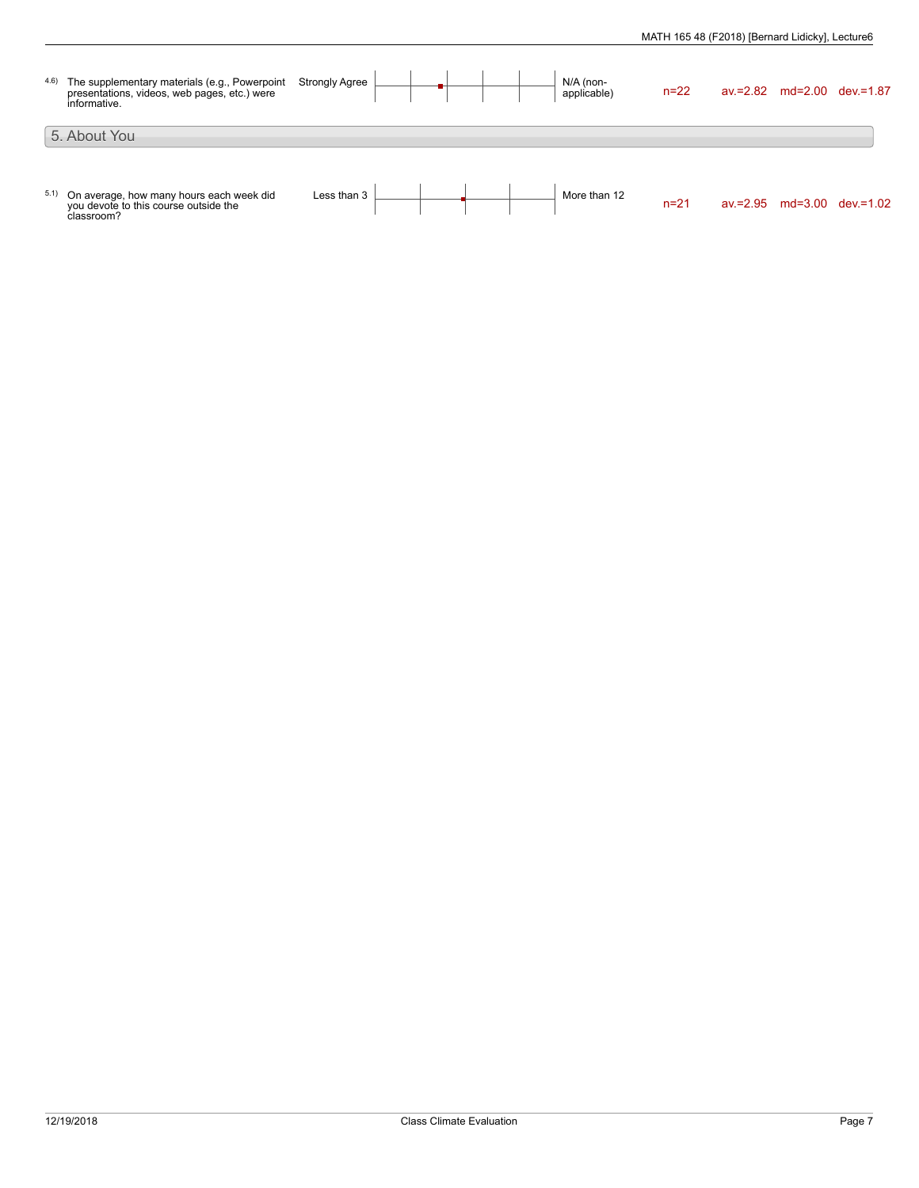4.6) The supplementary materials (e.g., Powerpoint presentations, videos, web pages, etc.) were informative.

Strongly Agree

N/A (non-applicable)

n=22 av.=2.82 md=2.00 dev.=1.87

## 5. About You

5.1) On average, how many hours each week did you devote to this course outside the classroom?

Less than 3

More than 12

n=21 av.=2.95 md=3.00 dev.=1.02